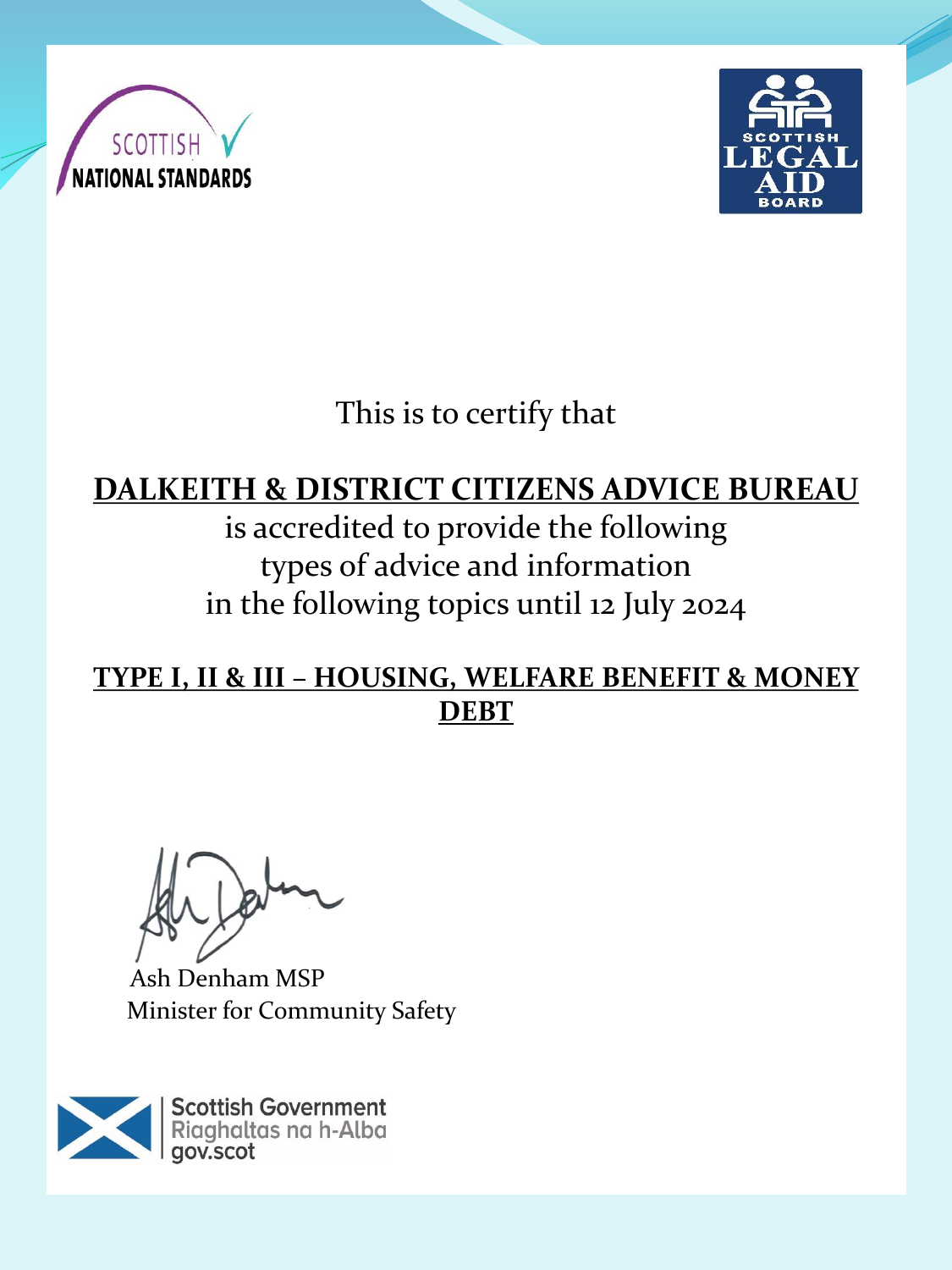SCOTTISH NATIONAL STANDARDS

SCOTTISH LEGAL AID BOARD

This is to certify that

**DALKEITH & DISTRICT CITIZENS ADVICE BUREAU**

is accredited to provide the following types of advice and information in the following topics until 12 July 2024

**TYPE I, II & III – HOUSING, WELFARE BENEFIT & MONEY DEBT**

Ash Denham MSP
Minister for Community Safety

Scottish Government
Riaghaltas na h-Alba
gov.scot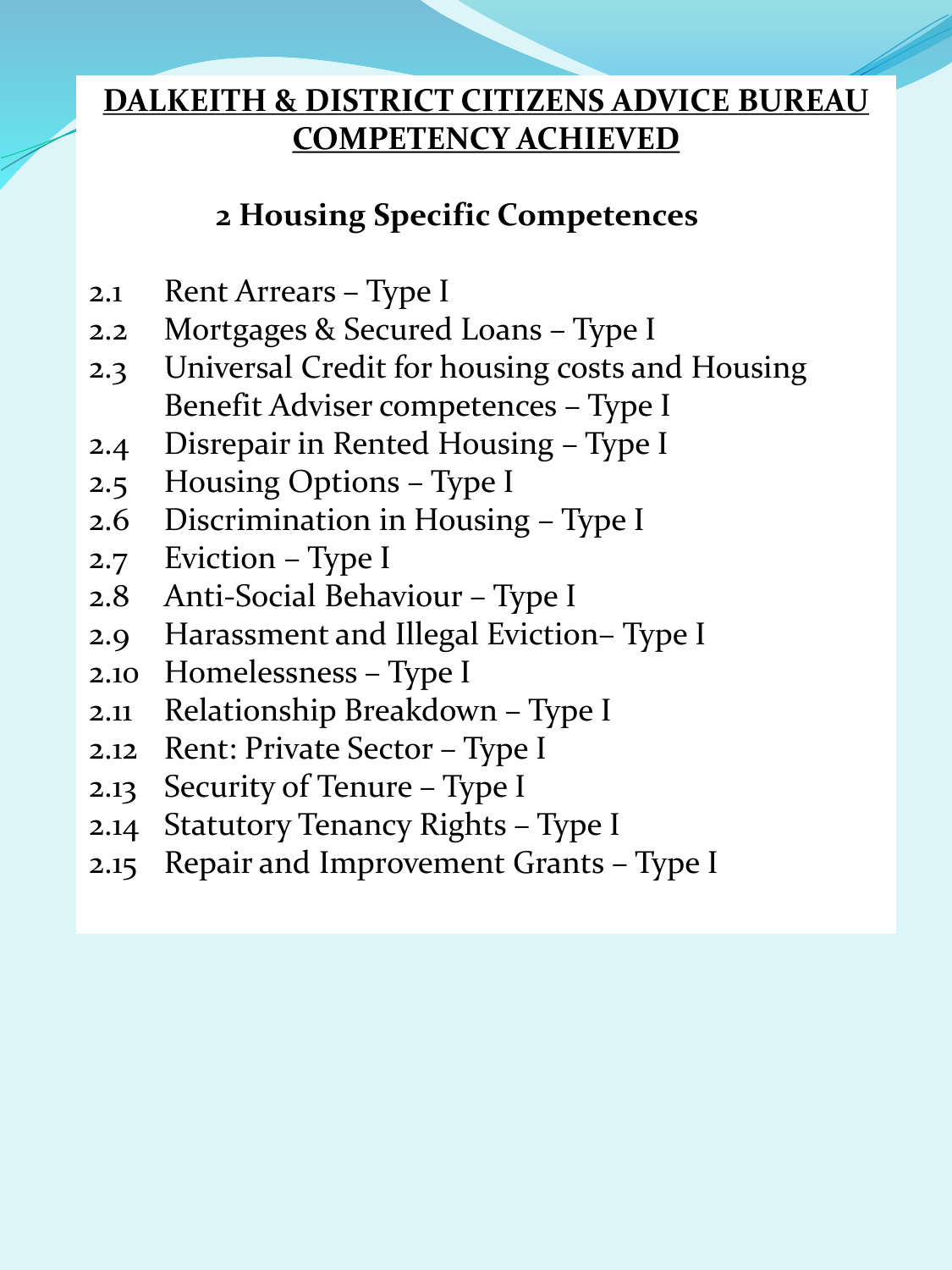# DALKEITH & DISTRICT CITIZENS ADVICE BUREAU COMPETENCY ACHIEVED

## 2 Housing Specific Competences

- 2.1 Rent Arrears – Type I
- 2.2 Mortgages & Secured Loans – Type I
- 2.3 Universal Credit for housing costs and Housing Benefit Adviser competences – Type I
- 2.4 Disrepair in Rented Housing – Type I
- 2.5 Housing Options – Type I
- 2.6 Discrimination in Housing – Type I
- 2.7 Eviction – Type I
- 2.8 Anti-Social Behaviour – Type I
- 2.9 Harassment and Illegal Eviction– Type I
- 2.10 Homelessness – Type I
- 2.11 Relationship Breakdown – Type I
- 2.12 Rent: Private Sector – Type I
- 2.13 Security of Tenure – Type I
- 2.14 Statutory Tenancy Rights – Type I
- 2.15 Repair and Improvement Grants – Type I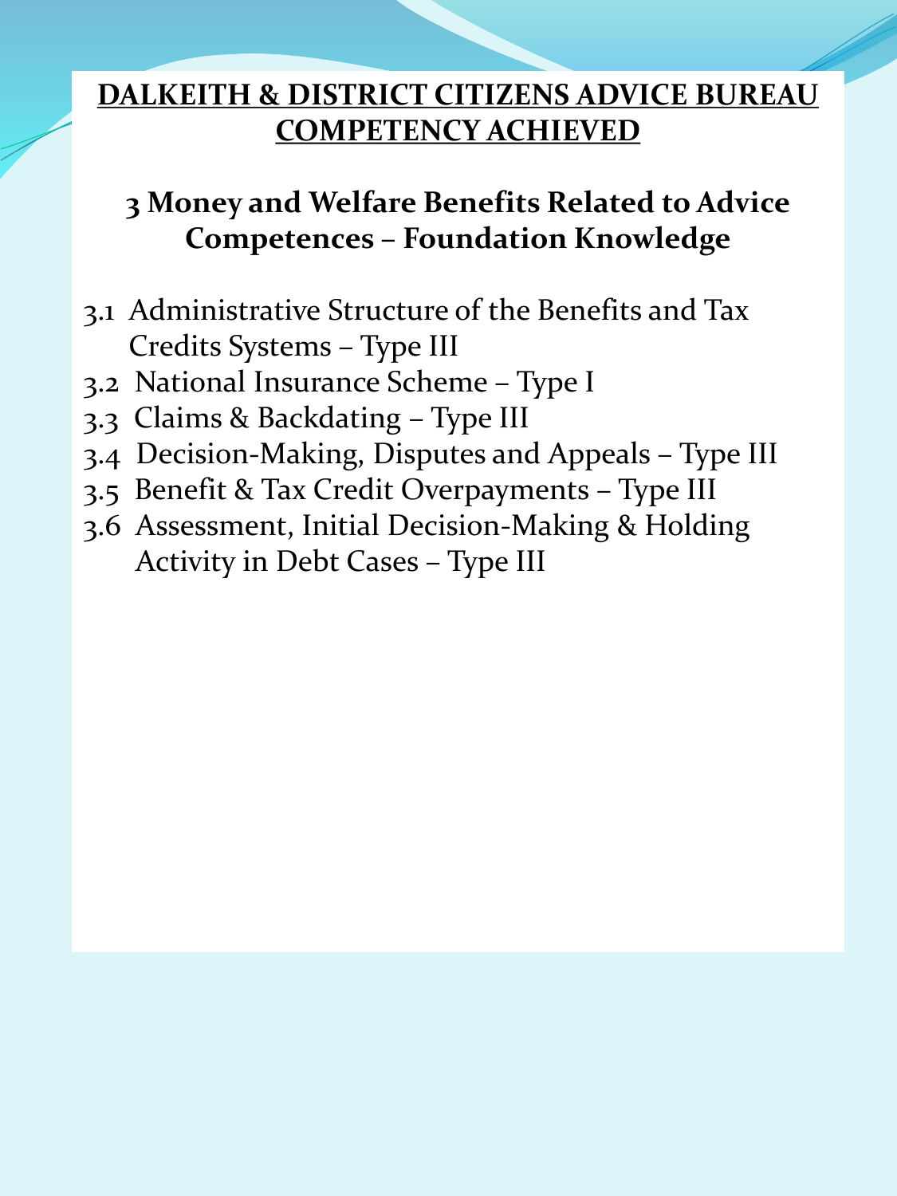# DALKEITH & DISTRICT CITIZENS ADVICE BUREAU COMPETENCY ACHIEVED

## 3 Money and Welfare Benefits Related to Advice Competences – Foundation Knowledge

- 3.1 Administrative Structure of the Benefits and Tax Credits Systems – Type III
- 3.2 National Insurance Scheme – Type I
- 3.3 Claims & Backdating – Type III
- 3.4 Decision-Making, Disputes and Appeals – Type III
- 3.5 Benefit & Tax Credit Overpayments – Type III
- 3.6 Assessment, Initial Decision-Making & Holding Activity in Debt Cases – Type III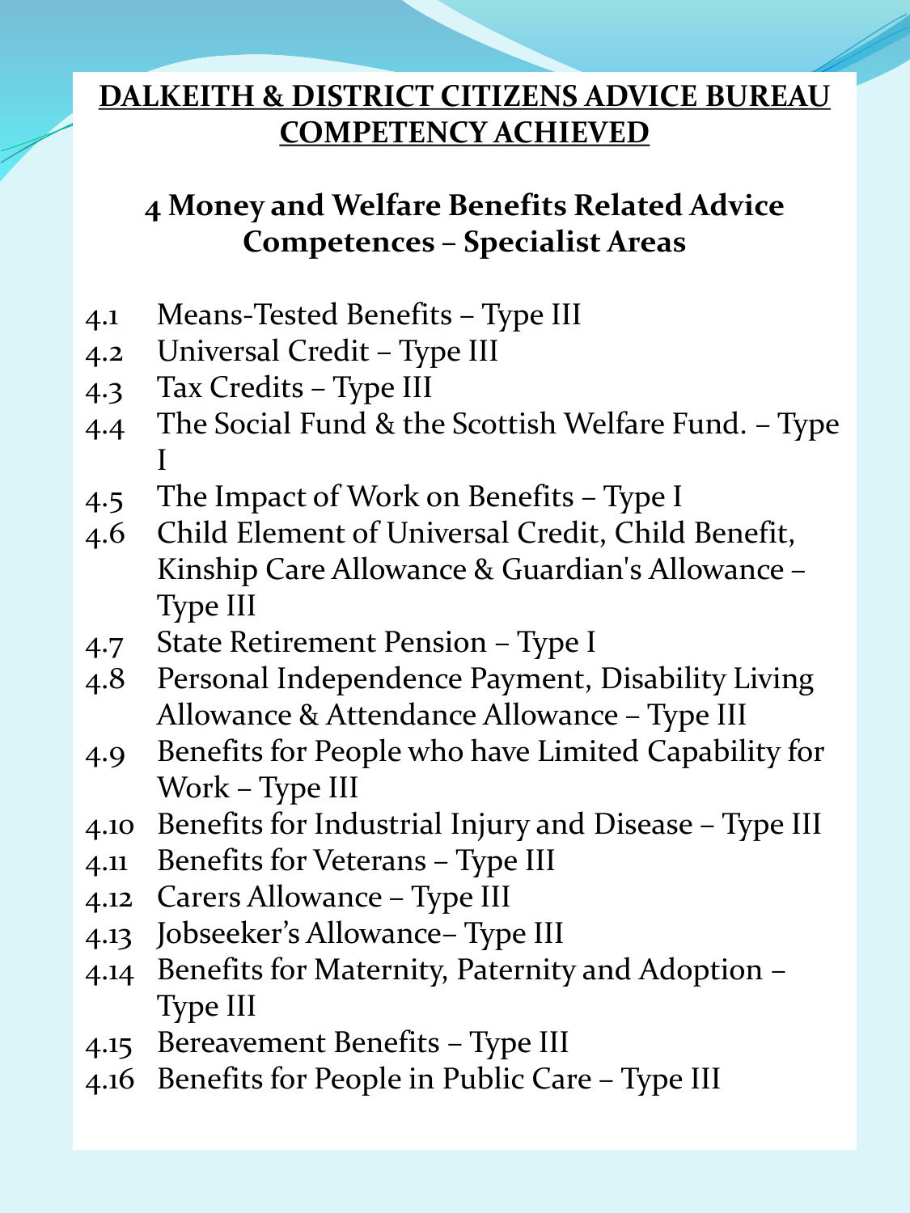# DALKEITH & DISTRICT CITIZENS ADVICE BUREAU COMPETENCY ACHIEVED

## 4 Money and Welfare Benefits Related Advice Competences – Specialist Areas

4.1 Means-Tested Benefits – Type III

4.2 Universal Credit – Type III

4.3 Tax Credits – Type III

4.4 The Social Fund & the Scottish Welfare Fund. – Type I

4.5 The Impact of Work on Benefits – Type I

4.6 Child Element of Universal Credit, Child Benefit, Kinship Care Allowance & Guardian's Allowance – Type III

4.7 State Retirement Pension – Type I

4.8 Personal Independence Payment, Disability Living Allowance & Attendance Allowance – Type III

4.9 Benefits for People who have Limited Capability for Work – Type III

4.10 Benefits for Industrial Injury and Disease – Type III

4.11 Benefits for Veterans – Type III

4.12 Carers Allowance – Type III

4.13 Jobseeker's Allowance– Type III

4.14 Benefits for Maternity, Paternity and Adoption – Type III

4.15 Bereavement Benefits – Type III

4.16 Benefits for People in Public Care – Type III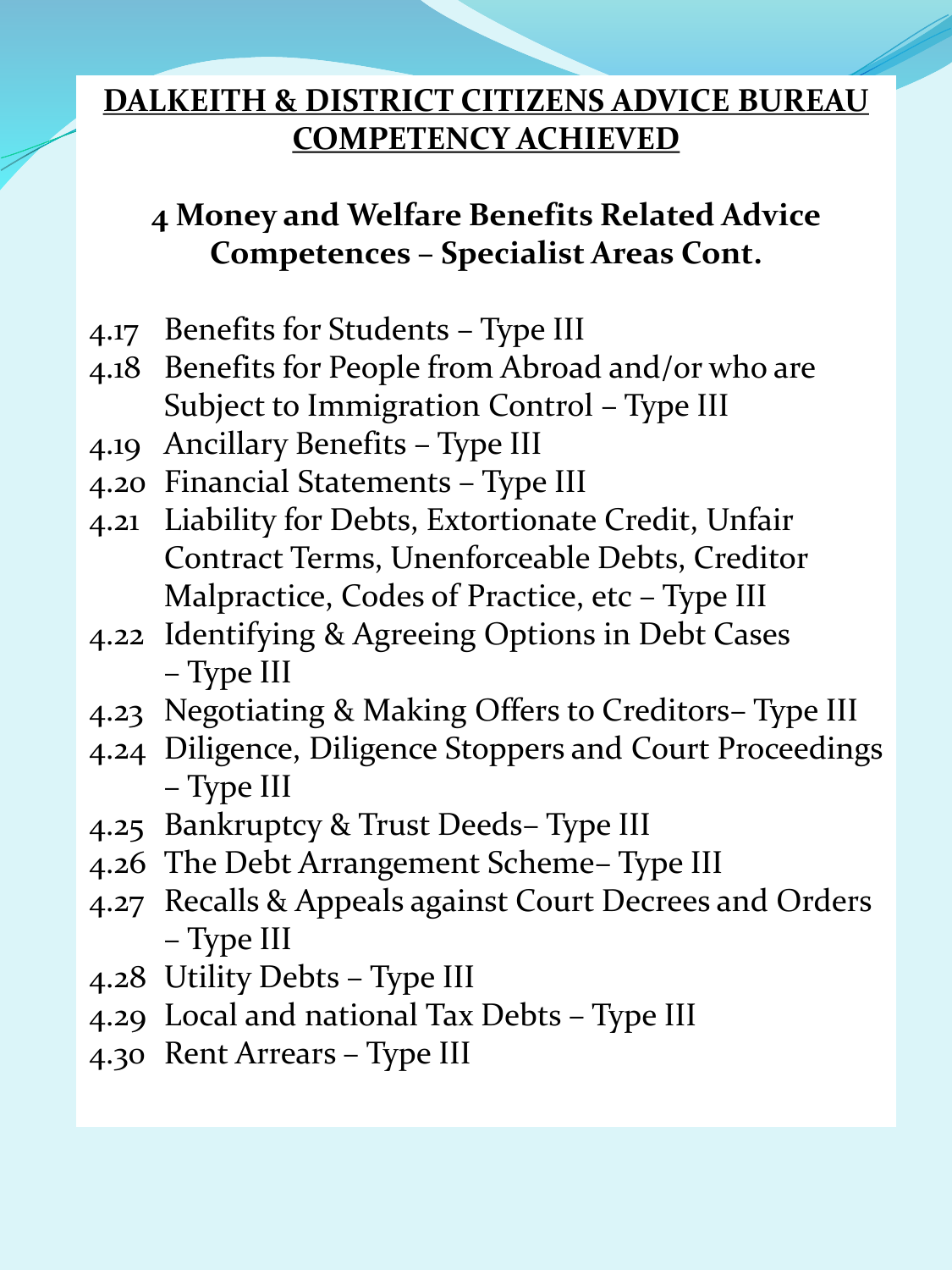# DALKEITH & DISTRICT CITIZENS ADVICE BUREAU COMPETENCY ACHIEVED

## 4 Money and Welfare Benefits Related Advice Competences – Specialist Areas Cont.

- 4.17 Benefits for Students – Type III
- 4.18 Benefits for People from Abroad and/or who are Subject to Immigration Control – Type III
- 4.19 Ancillary Benefits – Type III
- 4.20 Financial Statements – Type III
- 4.21 Liability for Debts, Extortionate Credit, Unfair Contract Terms, Unenforceable Debts, Creditor Malpractice, Codes of Practice, etc – Type III
- 4.22 Identifying & Agreeing Options in Debt Cases – Type III
- 4.23 Negotiating & Making Offers to Creditors– Type III
- 4.24 Diligence, Diligence Stoppers and Court Proceedings – Type III
- 4.25 Bankruptcy & Trust Deeds– Type III
- 4.26 The Debt Arrangement Scheme– Type III
- 4.27 Recalls & Appeals against Court Decrees and Orders – Type III
- 4.28 Utility Debts – Type III
- 4.29 Local and national Tax Debts – Type III
- 4.30 Rent Arrears – Type III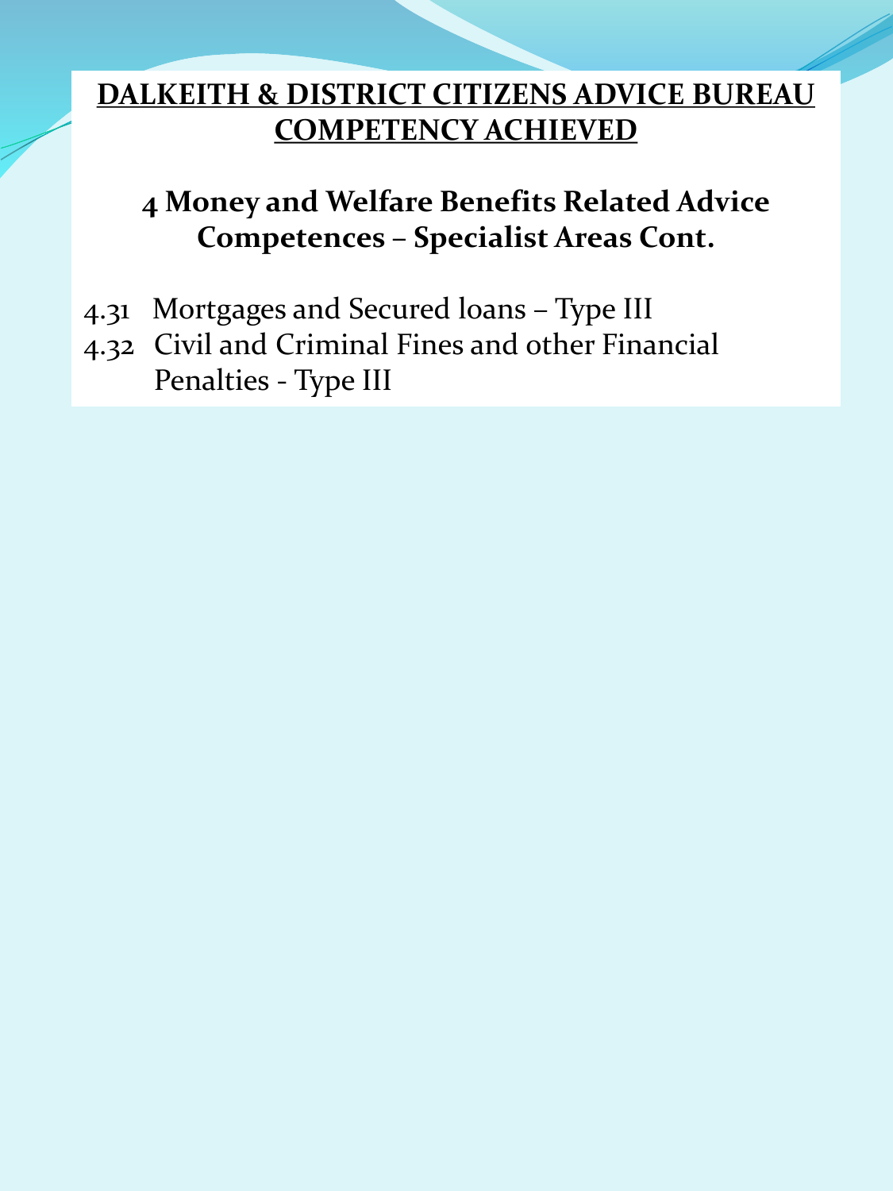# DALKEITH & DISTRICT CITIZENS ADVICE BUREAU COMPETENCY ACHIEVED

## 4 Money and Welfare Benefits Related Advice Competences – Specialist Areas Cont.

4.31 Mortgages and Secured loans – Type III

4.32 Civil and Criminal Fines and other Financial Penalties - Type III